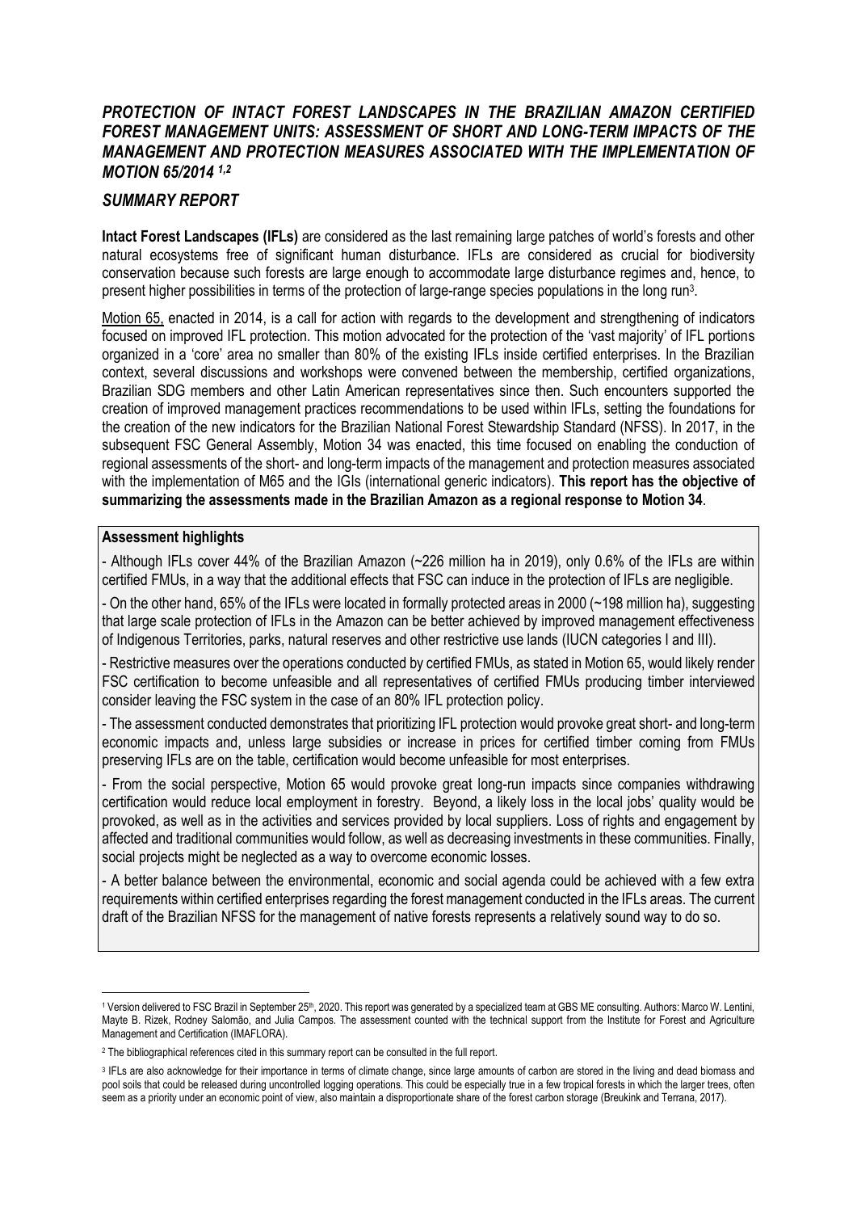# *PROTECTION OF INTACT FOREST LANDSCAPES IN THE BRAZILIAN AMAZON CERTIFIED FOREST MANAGEMENT UNITS: ASSESSMENT OF SHORT AND LONG-TERM IMPACTS OF THE MANAGEMENT AND PROTECTION MEASURES ASSOCIATED WITH THE IMPLEMENTATION OF MOTION 65/2014* [1,2]

## *SUMMARY REPORT*

**Intact Forest Landscapes (IFLs)** are considered as the last remaining large patches of world's forests and other natural ecosystems free of significant human disturbance. IFLs are considered as crucial for biodiversity conservation because such forests are large enough to accommodate large disturbance regimes and, hence, to present higher possibilities in terms of the protection of large-range species populations in the long run[3].

Motion 65, enacted in 2014, is a call for action with regards to the development and strengthening of indicators focused on improved IFL protection. This motion advocated for the protection of the 'vast majority' of IFL portions organized in a 'core' area no smaller than 80% of the existing IFLs inside certified enterprises. In the Brazilian context, several discussions and workshops were convened between the membership, certified organizations, Brazilian SDG members and other Latin American representatives since then. Such encounters supported the creation of improved management practices recommendations to be used within IFLs, setting the foundations for the creation of the new indicators for the Brazilian National Forest Stewardship Standard (NFSS). In 2017, in the subsequent FSC General Assembly, Motion 34 was enacted, this time focused on enabling the conduction of regional assessments of the short- and long-term impacts of the management and protection measures associated with the implementation of M65 and the IGIs (international generic indicators). **This report has the objective of summarizing the assessments made in the Brazilian Amazon as a regional response to Motion 34**.

**Assessment highlights**

- Although IFLs cover 44% of the Brazilian Amazon (~226 million ha in 2019), only 0.6% of the IFLs are within certified FMUs, in a way that the additional effects that FSC can induce in the protection of IFLs are negligible.
- On the other hand, 65% of the IFLs were located in formally protected areas in 2000 (~198 million ha), suggesting that large scale protection of IFLs in the Amazon can be better achieved by improved management effectiveness of Indigenous Territories, parks, natural reserves and other restrictive use lands (IUCN categories I and III).
- Restrictive measures over the operations conducted by certified FMUs, as stated in Motion 65, would likely render FSC certification to become unfeasible and all representatives of certified FMUs producing timber interviewed consider leaving the FSC system in the case of an 80% IFL protection policy.
- The assessment conducted demonstrates that prioritizing IFL protection would provoke great short- and long-term economic impacts and, unless large subsidies or increase in prices for certified timber coming from FMUs preserving IFLs are on the table, certification would become unfeasible for most enterprises.
- From the social perspective, Motion 65 would provoke great long-run impacts since companies withdrawing certification would reduce local employment in forestry. Beyond, a likely loss in the local jobs' quality would be provoked, as well as in the activities and services provided by local suppliers. Loss of rights and engagement by affected and traditional communities would follow, as well as decreasing investments in these communities. Finally, social projects might be neglected as a way to overcome economic losses.
- A better balance between the environmental, economic and social agenda could be achieved with a few extra requirements within certified enterprises regarding the forest management conducted in the IFLs areas. The current draft of the Brazilian NFSS for the management of native forests represents a relatively sound way to do so.

---

[1] Version delivered to FSC Brazil in September 25th, 2020. This report was generated by a specialized team at GBS ME consulting. Authors: Marco W. Lentini, Mayte B. Rizek, Rodney Salomão, and Julia Campos. The assessment counted with the technical support from the Institute for Forest and Agriculture Management and Certification (IMAFLORA).

[2] The bibliographical references cited in this summary report can be consulted in the full report.

[3] IFLs are also acknowledge for their importance in terms of climate change, since large amounts of carbon are stored in the living and dead biomass and pool soils that could be released during uncontrolled logging operations. This could be especially true in a few tropical forests in which the larger trees, often seem as a priority under an economic point of view, also maintain a disproportionate share of the forest carbon storage (Breukink and Terrana, 2017).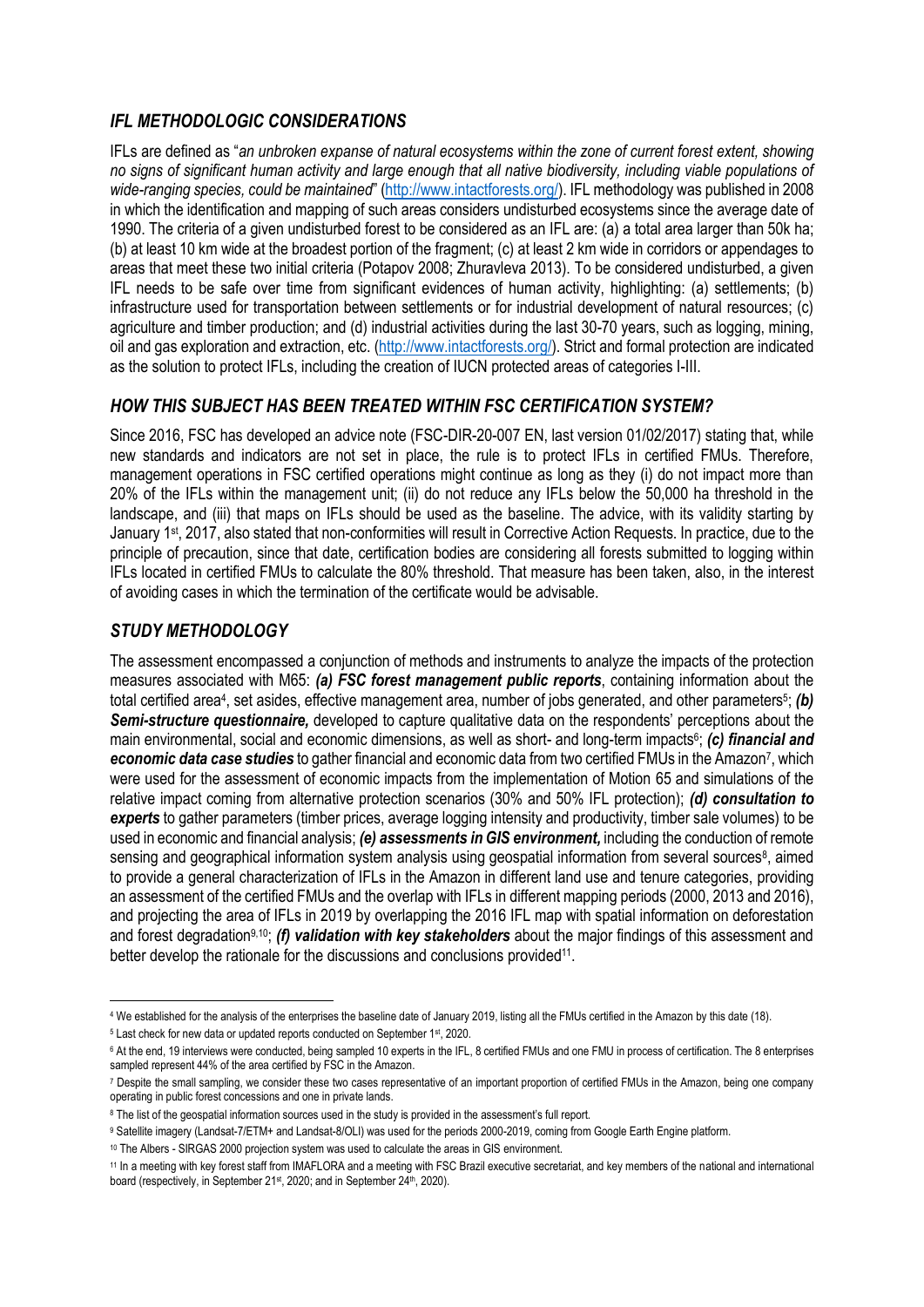## *IFL METHODOLOGIC CONSIDERATIONS*

IFLs are defined as "*an unbroken expanse of natural ecosystems within the zone of current forest extent, showing no signs of significant human activity and large enough that all native biodiversity, including viable populations of wide-ranging species, could be maintained*" (http://www.intactforests.org/). IFL methodology was published in 2008 in which the identification and mapping of such areas considers undisturbed ecosystems since the average date of 1990. The criteria of a given undisturbed forest to be considered as an IFL are: (a) a total area larger than 50k ha; (b) at least 10 km wide at the broadest portion of the fragment; (c) at least 2 km wide in corridors or appendages to areas that meet these two initial criteria (Potapov 2008; Zhuravleva 2013). To be considered undisturbed, a given IFL needs to be safe over time from significant evidences of human activity, highlighting: (a) settlements; (b) infrastructure used for transportation between settlements or for industrial development of natural resources; (c) agriculture and timber production; and (d) industrial activities during the last 30-70 years, such as logging, mining, oil and gas exploration and extraction, etc. (http://www.intactforests.org/). Strict and formal protection are indicated as the solution to protect IFLs, including the creation of IUCN protected areas of categories I-III.

## *HOW THIS SUBJECT HAS BEEN TREATED WITHIN FSC CERTIFICATION SYSTEM?*

Since 2016, FSC has developed an advice note (FSC-DIR-20-007 EN, last version 01/02/2017) stating that, while new standards and indicators are not set in place, the rule is to protect IFLs in certified FMUs. Therefore, management operations in FSC certified operations might continue as long as they (i) do not impact more than 20% of the IFLs within the management unit; (ii) do not reduce any IFLs below the 50,000 ha threshold in the landscape, and (iii) that maps on IFLs should be used as the baseline. The advice, with its validity starting by January 1st, 2017, also stated that non-conformities will result in Corrective Action Requests. In practice, due to the principle of precaution, since that date, certification bodies are considering all forests submitted to logging within IFLs located in certified FMUs to calculate the 80% threshold. That measure has been taken, also, in the interest of avoiding cases in which the termination of the certificate would be advisable.

## *STUDY METHODOLOGY*

The assessment encompassed a conjunction of methods and instruments to analyze the impacts of the protection measures associated with M65: ***(a) FSC forest management public reports***, containing information about the total certified area[4], set asides, effective management area, number of jobs generated, and other parameters[5]; ***(b) Semi-structure questionnaire,*** developed to capture qualitative data on the respondents' perceptions about the main environmental, social and economic dimensions, as well as short- and long-term impacts[6]; ***(c) financial and economic data case studies*** to gather financial and economic data from two certified FMUs in the Amazon[7], which were used for the assessment of economic impacts from the implementation of Motion 65 and simulations of the relative impact coming from alternative protection scenarios (30% and 50% IFL protection); ***(d) consultation to experts*** to gather parameters (timber prices, average logging intensity and productivity, timber sale volumes) to be used in economic and financial analysis; ***(e) assessments in GIS environment,*** including the conduction of remote sensing and geographical information system analysis using geospatial information from several sources[8], aimed to provide a general characterization of IFLs in the Amazon in different land use and tenure categories, providing an assessment of the certified FMUs and the overlap with IFLs in different mapping periods (2000, 2013 and 2016), and projecting the area of IFLs in 2019 by overlapping the 2016 IFL map with spatial information on deforestation and forest degradation[9,10]; ***(f) validation with key stakeholders*** about the major findings of this assessment and better develop the rationale for the discussions and conclusions provided[11].

---

[4] We established for the analysis of the enterprises the baseline date of January 2019, listing all the FMUs certified in the Amazon by this date (18).

[5] Last check for new data or updated reports conducted on September 1st, 2020.

[6] At the end, 19 interviews were conducted, being sampled 10 experts in the IFL, 8 certified FMUs and one FMU in process of certification. The 8 enterprises sampled represent 44% of the area certified by FSC in the Amazon.

[7] Despite the small sampling, we consider these two cases representative of an important proportion of certified FMUs in the Amazon, being one company operating in public forest concessions and one in private lands.

[8] The list of the geospatial information sources used in the study is provided in the assessment's full report.

[9] Satellite imagery (Landsat-7/ETM+ and Landsat-8/OLI) was used for the periods 2000-2019, coming from Google Earth Engine platform.

[10] The Albers - SIRGAS 2000 projection system was used to calculate the areas in GIS environment.

[11] In a meeting with key forest staff from IMAFLORA and a meeting with FSC Brazil executive secretariat, and key members of the national and international board (respectively, in September 21st, 2020; and in September 24th, 2020).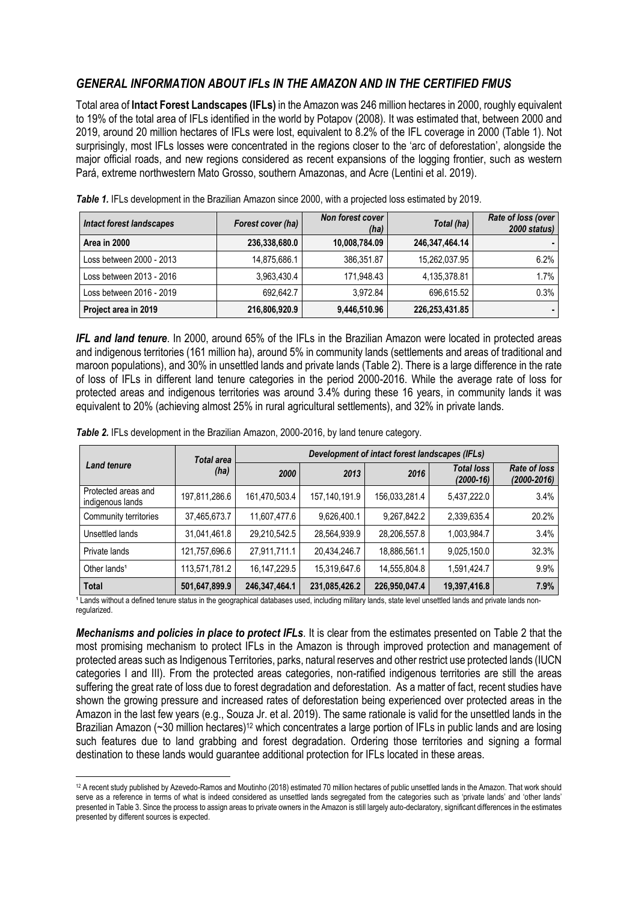## *GENERAL INFORMATION ABOUT IFLs IN THE AMAZON AND IN THE CERTIFIED FMUS*

Total area of **Intact Forest Landscapes (IFLs)** in the Amazon was 246 million hectares in 2000, roughly equivalent to 19% of the total area of IFLs identified in the world by Potapov (2008). It was estimated that, between 2000 and 2019, around 20 million hectares of IFLs were lost, equivalent to 8.2% of the IFL coverage in 2000 (Table 1). Not surprisingly, most IFLs losses were concentrated in the regions closer to the 'arc of deforestation', alongside the major official roads, and new regions considered as recent expansions of the logging frontier, such as western Pará, extreme northwestern Mato Grosso, southern Amazonas, and Acre (Lentini et al. 2019).

***Table 1.*** IFLs development in the Brazilian Amazon since 2000, with a projected loss estimated by 2019.

| *Intact forest landscapes* | *Forest cover (ha)* | *Non forest cover (ha)* | *Total (ha)* | *Rate of loss (over 2000 status)* |
|---|---|---|---|---|
| **Area in 2000** | **236,338,680.0** | **10,008,784.09** | **246,347,464.14** | **-** |
| Loss between 2000 - 2013 | 14,875,686.1 | 386,351.87 | 15,262,037.95 | 6.2% |
| Loss between 2013 - 2016 | 3,963,430.4 | 171,948.43 | 4,135,378.81 | 1.7% |
| Loss between 2016 - 2019 | 692,642.7 | 3,972.84 | 696,615.52 | 0.3% |
| **Project area in 2019** | **216,806,920.9** | **9,446,510.96** | **226,253,431.85** | **-** |

***IFL and land tenure***. In 2000, around 65% of the IFLs in the Brazilian Amazon were located in protected areas and indigenous territories (161 million ha), around 5% in community lands (settlements and areas of traditional and maroon populations), and 30% in unsettled lands and private lands (Table 2). There is a large difference in the rate of loss of IFLs in different land tenure categories in the period 2000-2016. While the average rate of loss for protected areas and indigenous territories was around 3.4% during these 16 years, in community lands it was equivalent to 20% (achieving almost 25% in rural agricultural settlements), and 32% in private lands.

***Table 2.*** IFLs development in the Brazilian Amazon, 2000-2016, by land tenure category.

| *Land tenure* | *Total area (ha)* | *Development of intact forest landscapes (IFLs)* | | | | |
|---|---|---|---|---|---|---|
| | | *2000* | *2013* | *2016* | *Total loss (2000-16)* | *Rate of loss (2000-2016)* |
| Protected areas and indigenous lands | 197,811,286.6 | 161,470,503.4 | 157,140,191.9 | 156,033,281.4 | 5,437,222.0 | 3.4% |
| Community territories | 37,465,673.7 | 11,607,477.6 | 9,626,400.1 | 9,267,842.2 | 2,339,635.4 | 20.2% |
| Unsettled lands | 31,041,461.8 | 29,210,542.5 | 28,564,939.9 | 28,206,557.8 | 1,003,984.7 | 3.4% |
| Private lands | 121,757,696.6 | 27,911,711.1 | 20,434,246.7 | 18,886,561.1 | 9,025,150.0 | 32.3% |
| Other lands[1] | 113,571,781.2 | 16,147,229.5 | 15,319,647.6 | 14,555,804.8 | 1,591,424.7 | 9.9% |
| **Total** | **501,647,899.9** | **246,347,464.1** | **231,085,426.2** | **226,950,047.4** | **19,397,416.8** | **7.9%** |

[1] Lands without a defined tenure status in the geographical databases used, including military lands, state level unsettled lands and private lands non-regularized.

***Mechanisms and policies in place to protect IFLs***. It is clear from the estimates presented on Table 2 that the most promising mechanism to protect IFLs in the Amazon is through improved protection and management of protected areas such as Indigenous Territories, parks, natural reserves and other restrict use protected lands (IUCN categories I and III). From the protected areas categories, non-ratified indigenous territories are still the areas suffering the great rate of loss due to forest degradation and deforestation. As a matter of fact, recent studies have shown the growing pressure and increased rates of deforestation being experienced over protected areas in the Amazon in the last few years (e.g., Souza Jr. et al. 2019). The same rationale is valid for the unsettled lands in the Brazilian Amazon (~30 million hectares)[12] which concentrates a large portion of IFLs in public lands and are losing such features due to land grabbing and forest degradation. Ordering those territories and signing a formal destination to these lands would guarantee additional protection for IFLs located in these areas.

[12] A recent study published by Azevedo-Ramos and Moutinho (2018) estimated 70 million hectares of public unsettled lands in the Amazon. That work should serve as a reference in terms of what is indeed considered as unsettled lands segregated from the categories such as 'private lands' and 'other lands' presented in Table 3. Since the process to assign areas to private owners in the Amazon is still largely auto-declaratory, significant differences in the estimates presented by different sources is expected.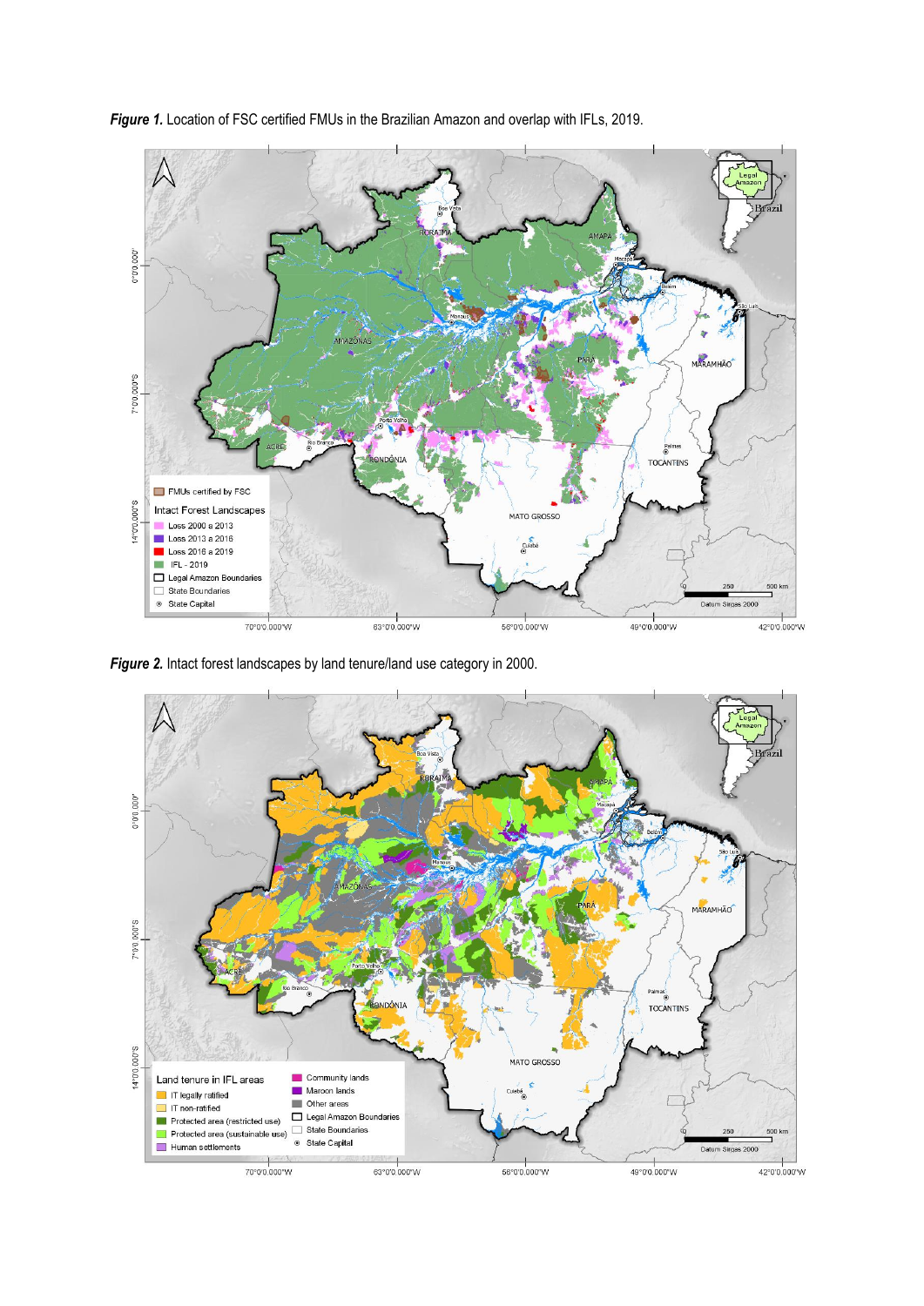***Figure 1.*** Location of FSC certified FMUs in the Brazilian Amazon and overlap with IFLs, 2019.

***Figure 2.*** Intact forest landscapes by land tenure/land use category in 2000.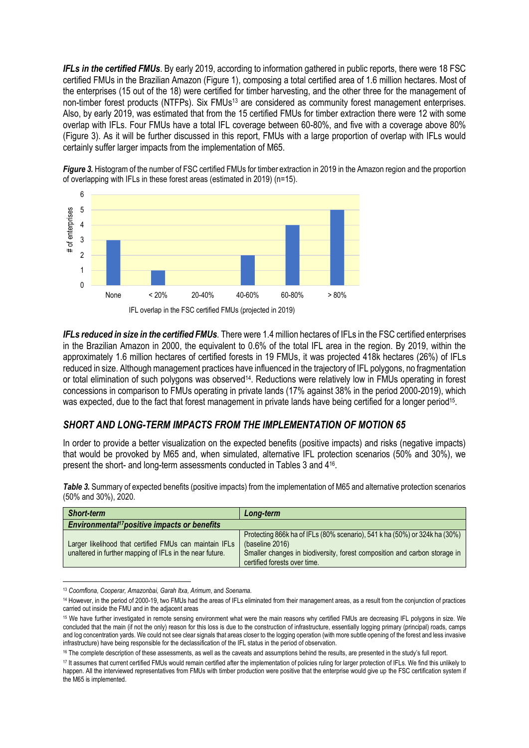***IFLs in the certified FMUs*.** By early 2019, according to information gathered in public reports, there were 18 FSC certified FMUs in the Brazilian Amazon (Figure 1), composing a total certified area of 1.6 million hectares. Most of the enterprises (15 out of the 18) were certified for timber harvesting, and the other three for the management of non-timber forest products (NTFPs). Six FMUs[13] are considered as community forest management enterprises. Also, by early 2019, was estimated that from the 15 certified FMUs for timber extraction there were 12 with some overlap with IFLs. Four FMUs have a total IFL coverage between 60-80%, and five with a coverage above 80% (Figure 3). As it will be further discussed in this report, FMUs with a large proportion of overlap with IFLs would certainly suffer larger impacts from the implementation of M65.

***Figure 3.*** Histogram of the number of FSC certified FMUs for timber extraction in 2019 in the Amazon region and the proportion of overlapping with IFLs in these forest areas (estimated in 2019) (n=15).

| IFL overlap in the FSC certified FMUs (projected in 2019) | # of enterprises |
|---|---|
| None | 3 |
| < 20% | 1 |
| 20-40% | 0 |
| 40-60% | 2 |
| 60-80% | 4 |
| > 80% | 5 |

***IFLs reduced in size in the certified FMUs.*** There were 1.4 million hectares of IFLs in the FSC certified enterprises in the Brazilian Amazon in 2000, the equivalent to 0.6% of the total IFL area in the region. By 2019, within the approximately 1.6 million hectares of certified forests in 19 FMUs, it was projected 418k hectares (26%) of IFLs reduced in size. Although management practices have influenced in the trajectory of IFL polygons, no fragmentation or total elimination of such polygons was observed[14]. Reductions were relatively low in FMUs operating in forest concessions in comparison to FMUs operating in private lands (17% against 38% in the period 2000-2019), which was expected, due to the fact that forest management in private lands have being certified for a longer period[15].

## *SHORT AND LONG-TERM IMPACTS FROM THE IMPLEMENTATION OF MOTION 65*

In order to provide a better visualization on the expected benefits (positive impacts) and risks (negative impacts) that would be provoked by M65 and, when simulated, alternative IFL protection scenarios (50% and 30%), we present the short- and long-term assessments conducted in Tables 3 and 4[16].

***Table 3.*** Summary of expected benefits (positive impacts) from the implementation of M65 and alternative protection scenarios (50% and 30%), 2020.

| ***Short-term*** | ***Long-term*** |
|---|---|
| ***Environmental[17] positive impacts or benefits*** | |
| Larger likelihood that certified FMUs can maintain IFLs unaltered in further mapping of IFLs in the near future. | Protecting 866k ha of IFLs (80% scenario), 541 k ha (50%) or 324k ha (30%) (baseline 2016)<br>Smaller changes in biodiversity, forest composition and carbon storage in certified forests over time. |

---

[13] *Coomflona, Cooperar, Amazonbai, Garah Itxa, Arimum*, and *Soenama*.

[14] However, in the period of 2000-19, two FMUs had the areas of IFLs eliminated from their management areas, as a result from the conjunction of practices carried out inside the FMU and in the adjacent areas

[15] We have further investigated in remote sensing environment what were the main reasons why certified FMUs are decreasing IFL polygons in size. We concluded that the main (if not the only) reason for this loss is due to the construction of infrastructure, essentially logging primary (principal) roads, camps and log concentration yards. We could not see clear signals that areas closer to the logging operation (with more subtle opening of the forest and less invasive infrastructure) have being responsible for the declassification of the IFL status in the period of observation.

[16] The complete description of these assessments, as well as the caveats and assumptions behind the results, are presented in the study's full report.

[17] It assumes that current certified FMUs would remain certified after the implementation of policies ruling for larger protection of IFLs. We find this unlikely to happen. All the interviewed representatives from FMUs with timber production were positive that the enterprise would give up the FSC certification system if the M65 is implemented.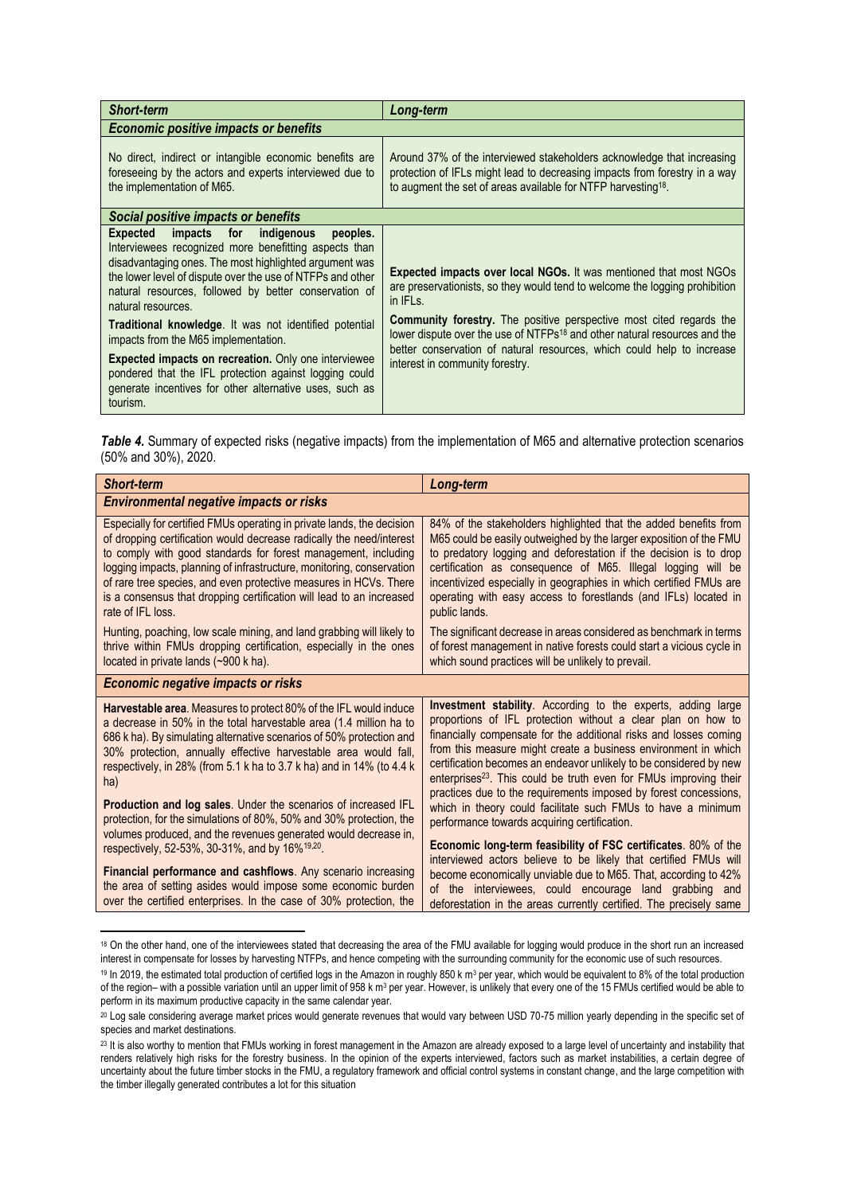| *Short-term* | *Long-term* |
| --- | --- |
| ***Economic positive impacts or benefits*** | |
| No direct, indirect or intangible economic benefits are foreseeing by the actors and experts interviewed due to the implementation of M65. | Around 37% of the interviewed stakeholders acknowledge that increasing protection of IFLs might lead to decreasing impacts from forestry in a way to augment the set of areas available for NTFP harvesting[18]. |
| ***Social positive impacts or benefits*** | |
| **Expected impacts for indigenous peoples.** Interviewees recognized more benefitting aspects than disadvantaging ones. The most highlighted argument was the lower level of dispute over the use of NTFPs and other natural resources, followed by better conservation of natural resources.<br><br>**Traditional knowledge**. It was not identified potential impacts from the M65 implementation.<br><br>**Expected impacts on recreation.** Only one interviewee pondered that the IFL protection against logging could generate incentives for other alternative uses, such as tourism. | **Expected impacts over local NGOs.** It was mentioned that most NGOs are preservationists, so they would tend to welcome the logging prohibition in IFLs.<br><br>**Community forestry.** The positive perspective most cited regards the lower dispute over the use of NTFPs[18] and other natural resources and the better conservation of natural resources, which could help to increase interest in community forestry. |

***Table 4.*** Summary of expected risks (negative impacts) from the implementation of M65 and alternative protection scenarios (50% and 30%), 2020.

| *Short-term* | *Long-term* |
| --- | --- |
| ***Environmental negative impacts or risks*** | |
| Especially for certified FMUs operating in private lands, the decision of dropping certification would decrease radically the need/interest to comply with good standards for forest management, including logging impacts, planning of infrastructure, monitoring, conservation of rare tree species, and even protective measures in HCVs. There is a consensus that dropping certification will lead to an increased rate of IFL loss.<br><br>Hunting, poaching, low scale mining, and land grabbing will likely to thrive within FMUs dropping certification, especially in the ones located in private lands (~900 k ha). | 84% of the stakeholders highlighted that the added benefits from M65 could be easily outweighed by the larger exposition of the FMU to predatory logging and deforestation if the decision is to drop certification as consequence of M65. Illegal logging will be incentivized especially in geographies in which certified FMUs are operating with easy access to forestlands (and IFLs) located in public lands.<br><br>The significant decrease in areas considered as benchmark in terms of forest management in native forests could start a vicious cycle in which sound practices will be unlikely to prevail. |
| ***Economic negative impacts or risks*** | |
| **Harvestable area**. Measures to protect 80% of the IFL would induce a decrease in 50% in the total harvestable area (1.4 million ha to 686 k ha). By simulating alternative scenarios of 50% protection and 30% protection, annually effective harvestable area would fall, respectively, in 28% (from 5.1 k ha to 3.7 k ha) and in 14% (to 4.4 k ha)<br><br>**Production and log sales**. Under the scenarios of increased IFL protection, for the simulations of 80%, 50% and 30% protection, the volumes produced, and the revenues generated would decrease in, respectively, 52-53%, 30-31%, and by 16%[19,20].<br><br>**Financial performance and cashflows**. Any scenario increasing the area of setting asides would impose some economic burden over the certified enterprises. In the case of 30% protection, the | **Investment stability**. According to the experts, adding large proportions of IFL protection without a clear plan on how to financially compensate for the additional risks and losses coming from this measure might create a business environment in which certification becomes an endeavor unlikely to be considered by new enterprises[23]. This could be truth even for FMUs improving their practices due to the requirements imposed by forest concessions, which in theory could facilitate such FMUs to have a minimum performance towards acquiring certification.<br><br>**Economic long-term feasibility of FSC certificates**. 80% of the interviewed actors believe to be likely that certified FMUs will become economically unviable due to M65. That, according to 42% of the interviewees, could encourage land grabbing and deforestation in the areas currently certified. The precisely same |

[18] On the other hand, one of the interviewees stated that decreasing the area of the FMU available for logging would produce in the short run an increased interest in compensate for losses by harvesting NTFPs, and hence competing with the surrounding community for the economic use of such resources.

[19] In 2019, the estimated total production of certified logs in the Amazon in roughly 850 k m³ per year, which would be equivalent to 8% of the total production of the region– with a possible variation until an upper limit of 958 k m³ per year. However, is unlikely that every one of the 15 FMUs certified would be able to perform in its maximum productive capacity in the same calendar year.

[20] Log sale considering average market prices would generate revenues that would vary between USD 70-75 million yearly depending in the specific set of species and market destinations.

[23] It is also worthy to mention that FMUs working in forest management in the Amazon are already exposed to a large level of uncertainty and instability that renders relatively high risks for the forestry business. In the opinion of the experts interviewed, factors such as market instabilities, a certain degree of uncertainty about the future timber stocks in the FMU, a regulatory framework and official control systems in constant change, and the large competition with the timber illegally generated contributes a lot for this situation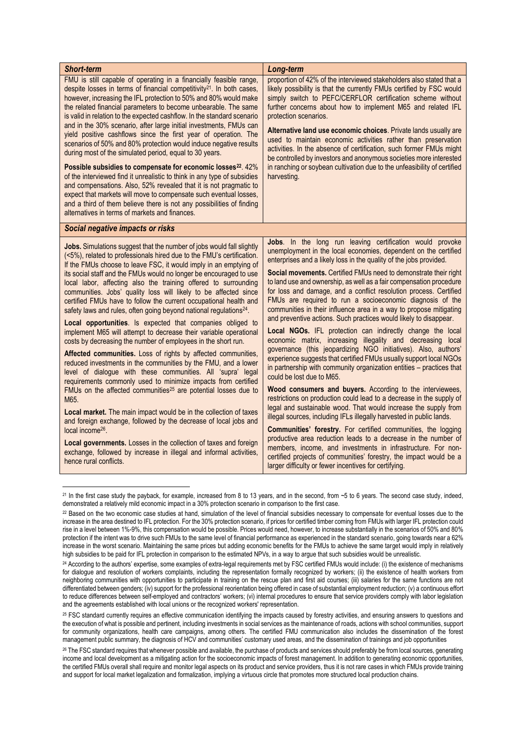| *Short-term* | *Long-term* |
| --- | --- |
| FMU is still capable of operating in a financially feasible range, despite possible losses in terms of financial competitivity[21]. In both cases, however, increasing the IFL protection to 50% and 80% would make the related financial parameters to become unbearable. The same is valid in relation to the expected cashflow. In the standard scenario and in the 30% scenario, after large initial investments, FMUs can yield positive cashflows since the first year of operation. The scenarios of 50% and 80% protection would induce negative results during most of the simulated period, equal to 30 years.<br><br>**Possible subsidies to compensate for economic losses[22].** 42% of the interviewed find it unrealistic to think in any type of subsidies and compensations. Also, 52% revealed that it is not pragmatic to expect that markets will move to compensate such eventual losses, and a third of them believe there is not any possibilities of finding alternatives in terms of markets and finances. | proportion of 42% of the interviewed stakeholders also stated that a likely possibility is that the currently FMUs certified by FSC would simply switch to PEFC/CERFLOR certification scheme without further concerns about how to implement M65 and related IFL protection scenarios.<br><br>**Alternative land use economic choices**. Private lands usually are used to maintain economic activities rather than preservation activities. In the absence of certification, such former FMUs might be controlled by investors and anonymous societies more interested in ranching or soybean cultivation due to the unfeasibility of certified harvesting. |
| ***Social negative impacts or risks*** | |
| **Jobs.** Simulations suggest that the number of jobs would fall slightly (<5%), related to professionals hired due to the FMU's certification. If the FMUs choose to leave FSC, it would imply in an emptying of its social staff and the FMUs would no longer be encouraged to use local labor, affecting also the training offered to surrounding communities. Jobs' quality loss will likely to be affected since certified FMUs have to follow the current occupational health and safety laws and rules, often going beyond national regulations[24].<br><br>**Local opportunities**. Is expected that companies obliged to implement M65 will attempt to decrease their variable operational costs by decreasing the number of employees in the short run.<br><br>**Affected communities.** Loss of rights by affected communities, reduced investments in the communities by the FMU, and a lower level of dialogue with these communities. All 'supra' legal requirements commonly used to minimize impacts from certified FMUs on the affected communities[25] are potential losses due to M65.<br><br>**Local market.** The main impact would be in the collection of taxes and foreign exchange, followed by the decrease of local jobs and local income[26].<br><br>**Local governments.** Losses in the collection of taxes and foreign exchange, followed by increase in illegal and informal activities, hence rural conflicts. | **Jobs**. In the long run leaving certification would provoke unemployment in the local economies, dependent on the certified enterprises and a likely loss in the quality of the jobs provided.<br><br>**Social movements.** Certified FMUs need to demonstrate their right to land use and ownership, as well as a fair compensation procedure for loss and damage, and a conflict resolution process. Certified FMUs are required to run a socioeconomic diagnosis of the communities in their influence area in a way to propose mitigating and preventive actions. Such practices would likely to disappear.<br><br>**Local NGOs.** IFL protection can indirectly change the local economic matrix, increasing illegality and decreasing local governance (this jeopardizing NGO initiatives). Also, authors' experience suggests that certified FMUs usually support local NGOs in partnership with community organization entities – practices that could be lost due to M65.<br><br>**Wood consumers and buyers.** According to the interviewees, restrictions on production could lead to a decrease in the supply of legal and sustainable wood. That would increase the supply from illegal sources, including IFLs illegally harvested in public lands.<br><br>**Communities' forestry.** For certified communities, the logging productive area reduction leads to a decrease in the number of members, income, and investments in infrastructure. For non-certified projects of communities' forestry, the impact would be a larger difficulty or fewer incentives for certifying. |

[21] In the first case study the payback, for example, increased from 8 to 13 years, and in the second, from ~5 to 6 years. The second case study, indeed, demonstrated a relatively mild economic impact in a 30% protection scenario in comparison to the first case.

[22] Based on the two economic case studies at hand, simulation of the level of financial subsidies necessary to compensate for eventual losses due to the increase in the area destined to IFL protection. For the 30% protection scenario, if prices for certified timber coming from FMUs with larger IFL protection could rise in a level between 1%-9%, this compensation would be possible. Prices would need, however, to increase substantially in the scenarios of 50% and 80% protection if the intent was to drive such FMUs to the same level of financial performance as experienced in the standard scenario, going towards near a 62% increase in the worst scenario. Maintaining the same prices but adding economic benefits for the FMUs to achieve the same target would imply in relatively high subsidies to be paid for IFL protection in comparison to the estimated NPVs, in a way to argue that such subsidies would be unrealistic.

[24] According to the authors' expertise, some examples of extra-legal requirements met by FSC certified FMUs would include: (i) the existence of mechanisms for dialogue and resolution of workers complaints, including the representation formally recognized by workers; (ii) the existence of health workers from neighboring communities with opportunities to participate in training on the rescue plan and first aid courses; (iii) salaries for the same functions are not differentiated between genders; (iv) support for the professional reorientation being offered in case of substantial employment reduction; (v) a continuous effort to reduce differences between self-employed and contractors' workers; (vi) internal procedures to ensure that service providers comply with labor legislation and the agreements established with local unions or the recognized workers' representation.

[25] FSC standard currently requires an effective communication identifying the impacts caused by forestry activities, and ensuring answers to questions and the execution of what is possible and pertinent, including investments in social services as the maintenance of roads, actions with school communities, support for community organizations, health care campaigns, among others. The certified FMU communication also includes the dissemination of the forest management public summary, the diagnosis of HCV and communities' customary used areas, and the dissemination of trainings and job opportunities

[26] The FSC standard requires that whenever possible and available, the purchase of products and services should preferably be from local sources, generating income and local development as a mitigating action for the socioeconomic impacts of forest management. In addition to generating economic opportunities, the certified FMUs overall shall require and monitor legal aspects on its product and service providers, thus it is not rare cases in which FMUs provide training and support for local market legalization and formalization, implying a virtuous circle that promotes more structured local production chains.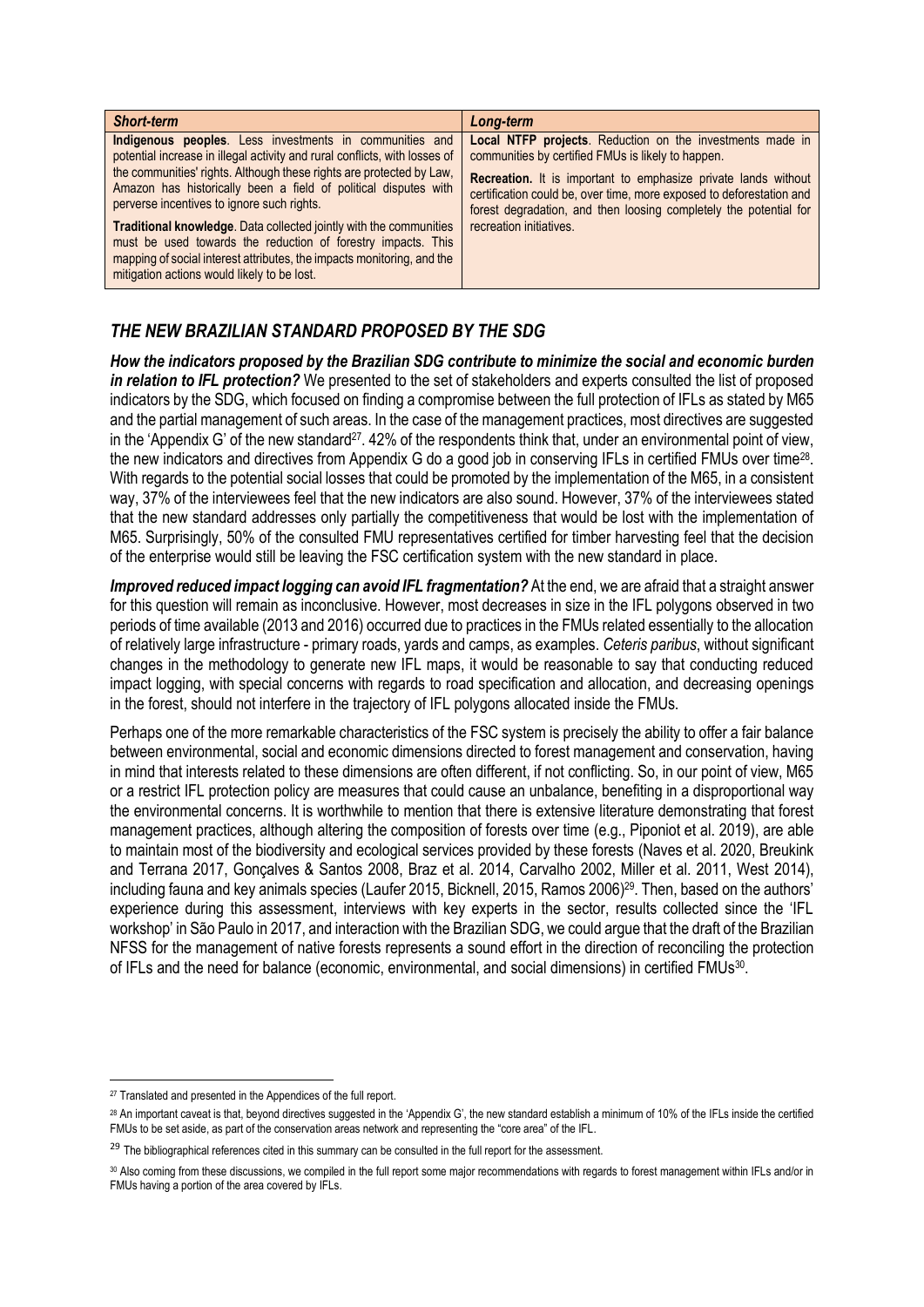| *Short-term* | *Long-term* |
| --- | --- |
| **Indigenous peoples**. Less investments in communities and potential increase in illegal activity and rural conflicts, with losses of the communities' rights. Although these rights are protected by Law, Amazon has historically been a field of political disputes with perverse incentives to ignore such rights.<br><br>**Traditional knowledge**. Data collected jointly with the communities must be used towards the reduction of forestry impacts. This mapping of social interest attributes, the impacts monitoring, and the mitigation actions would likely to be lost. | **Local NTFP projects**. Reduction on the investments made in communities by certified FMUs is likely to happen.<br><br>**Recreation.** It is important to emphasize private lands without certification could be, over time, more exposed to deforestation and forest degradation, and then loosing completely the potential for recreation initiatives. |

## *THE NEW BRAZILIAN STANDARD PROPOSED BY THE SDG*

***How the indicators proposed by the Brazilian SDG contribute to minimize the social and economic burden in relation to IFL protection?*** We presented to the set of stakeholders and experts consulted the list of proposed indicators by the SDG, which focused on finding a compromise between the full protection of IFLs as stated by M65 and the partial management of such areas. In the case of the management practices, most directives are suggested in the 'Appendix G' of the new standard[27]. 42% of the respondents think that, under an environmental point of view, the new indicators and directives from Appendix G do a good job in conserving IFLs in certified FMUs over time[28]. With regards to the potential social losses that could be promoted by the implementation of the M65, in a consistent way, 37% of the interviewees feel that the new indicators are also sound. However, 37% of the interviewees stated that the new standard addresses only partially the competitiveness that would be lost with the implementation of M65. Surprisingly, 50% of the consulted FMU representatives certified for timber harvesting feel that the decision of the enterprise would still be leaving the FSC certification system with the new standard in place.

***Improved reduced impact logging can avoid IFL fragmentation?*** At the end, we are afraid that a straight answer for this question will remain as inconclusive. However, most decreases in size in the IFL polygons observed in two periods of time available (2013 and 2016) occurred due to practices in the FMUs related essentially to the allocation of relatively large infrastructure - primary roads, yards and camps, as examples. *Ceteris paribus*, without significant changes in the methodology to generate new IFL maps, it would be reasonable to say that conducting reduced impact logging, with special concerns with regards to road specification and allocation, and decreasing openings in the forest, should not interfere in the trajectory of IFL polygons allocated inside the FMUs.

Perhaps one of the more remarkable characteristics of the FSC system is precisely the ability to offer a fair balance between environmental, social and economic dimensions directed to forest management and conservation, having in mind that interests related to these dimensions are often different, if not conflicting. So, in our point of view, M65 or a restrict IFL protection policy are measures that could cause an unbalance, benefiting in a disproportional way the environmental concerns. It is worthwhile to mention that there is extensive literature demonstrating that forest management practices, although altering the composition of forests over time (e.g., Piponiot et al. 2019), are able to maintain most of the biodiversity and ecological services provided by these forests (Naves et al. 2020, Breukink and Terrana 2017, Gonçalves & Santos 2008, Braz et al. 2014, Carvalho 2002, Miller et al. 2011, West 2014), including fauna and key animals species (Laufer 2015, Bicknell, 2015, Ramos 2006)[29]. Then, based on the authors' experience during this assessment, interviews with key experts in the sector, results collected since the 'IFL workshop' in São Paulo in 2017, and interaction with the Brazilian SDG, we could argue that the draft of the Brazilian NFSS for the management of native forests represents a sound effort in the direction of reconciling the protection of IFLs and the need for balance (economic, environmental, and social dimensions) in certified FMUs[30].

---

[27] Translated and presented in the Appendices of the full report.

[28] An important caveat is that, beyond directives suggested in the 'Appendix G', the new standard establish a minimum of 10% of the IFLs inside the certified FMUs to be set aside, as part of the conservation areas network and representing the "core area" of the IFL.

[29] The bibliographical references cited in this summary can be consulted in the full report for the assessment.

[30] Also coming from these discussions, we compiled in the full report some major recommendations with regards to forest management within IFLs and/or in FMUs having a portion of the area covered by IFLs.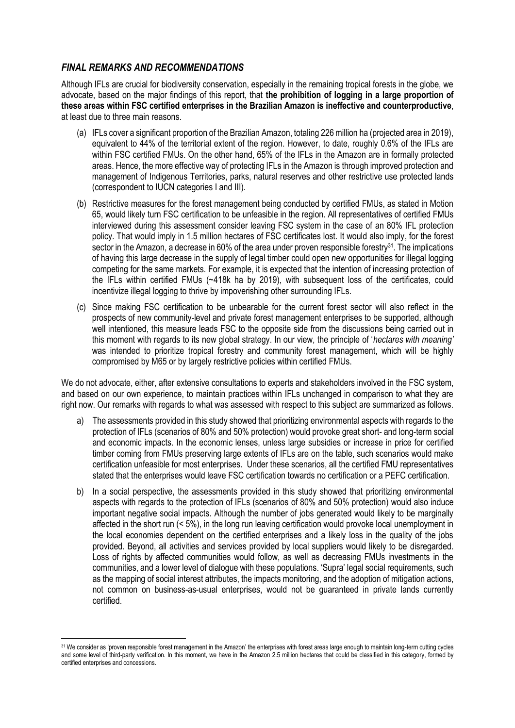## *FINAL REMARKS AND RECOMMENDATIONS*

Although IFLs are crucial for biodiversity conservation, especially in the remaining tropical forests in the globe, we advocate, based on the major findings of this report, that **the prohibition of logging in a large proportion of these areas within FSC certified enterprises in the Brazilian Amazon is ineffective and counterproductive**, at least due to three main reasons.

(a) IFLs cover a significant proportion of the Brazilian Amazon, totaling 226 million ha (projected area in 2019), equivalent to 44% of the territorial extent of the region. However, to date, roughly 0.6% of the IFLs are within FSC certified FMUs. On the other hand, 65% of the IFLs in the Amazon are in formally protected areas. Hence, the more effective way of protecting IFLs in the Amazon is through improved protection and management of Indigenous Territories, parks, natural reserves and other restrictive use protected lands (correspondent to IUCN categories I and III).

(b) Restrictive measures for the forest management being conducted by certified FMUs, as stated in Motion 65, would likely turn FSC certification to be unfeasible in the region. All representatives of certified FMUs interviewed during this assessment consider leaving FSC system in the case of an 80% IFL protection policy. That would imply in 1.5 million hectares of FSC certificates lost. It would also imply, for the forest sector in the Amazon, a decrease in 60% of the area under proven responsible forestry[31]. The implications of having this large decrease in the supply of legal timber could open new opportunities for illegal logging competing for the same markets. For example, it is expected that the intention of increasing protection of the IFLs within certified FMUs (~418k ha by 2019), with subsequent loss of the certificates, could incentivize illegal logging to thrive by impoverishing other surrounding IFLs.

(c) Since making FSC certification to be unbearable for the current forest sector will also reflect in the prospects of new community-level and private forest management enterprises to be supported, although well intentioned, this measure leads FSC to the opposite side from the discussions being carried out in this moment with regards to its new global strategy. In our view, the principle of '*hectares with meaning'* was intended to prioritize tropical forestry and community forest management, which will be highly compromised by M65 or by largely restrictive policies within certified FMUs.

We do not advocate, either, after extensive consultations to experts and stakeholders involved in the FSC system, and based on our own experience, to maintain practices within IFLs unchanged in comparison to what they are right now. Our remarks with regards to what was assessed with respect to this subject are summarized as follows.

a) The assessments provided in this study showed that prioritizing environmental aspects with regards to the protection of IFLs (scenarios of 80% and 50% protection) would provoke great short- and long-term social and economic impacts. In the economic lenses, unless large subsidies or increase in price for certified timber coming from FMUs preserving large extents of IFLs are on the table, such scenarios would make certification unfeasible for most enterprises. Under these scenarios, all the certified FMU representatives stated that the enterprises would leave FSC certification towards no certification or a PEFC certification.

b) In a social perspective, the assessments provided in this study showed that prioritizing environmental aspects with regards to the protection of IFLs (scenarios of 80% and 50% protection) would also induce important negative social impacts. Although the number of jobs generated would likely to be marginally affected in the short run (< 5%), in the long run leaving certification would provoke local unemployment in the local economies dependent on the certified enterprises and a likely loss in the quality of the jobs provided. Beyond, all activities and services provided by local suppliers would likely to be disregarded. Loss of rights by affected communities would follow, as well as decreasing FMUs investments in the communities, and a lower level of dialogue with these populations. 'Supra' legal social requirements, such as the mapping of social interest attributes, the impacts monitoring, and the adoption of mitigation actions, not common on business-as-usual enterprises, would not be guaranteed in private lands currently certified.

---

[31] We consider as 'proven responsible forest management in the Amazon' the enterprises with forest areas large enough to maintain long-term cutting cycles and some level of third-party verification. In this moment, we have in the Amazon 2.5 million hectares that could be classified in this category, formed by certified enterprises and concessions.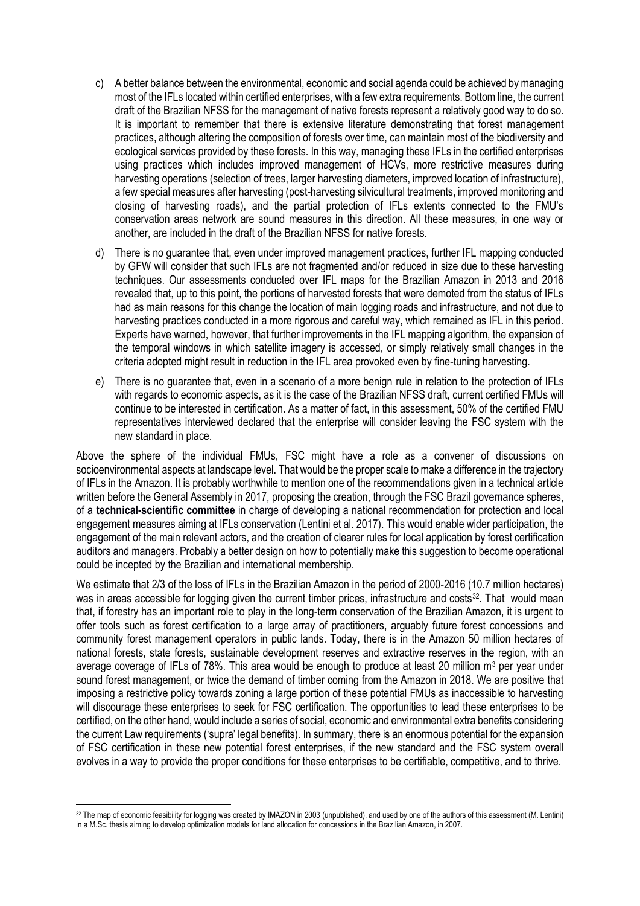c) A better balance between the environmental, economic and social agenda could be achieved by managing most of the IFLs located within certified enterprises, with a few extra requirements. Bottom line, the current draft of the Brazilian NFSS for the management of native forests represent a relatively good way to do so. It is important to remember that there is extensive literature demonstrating that forest management practices, although altering the composition of forests over time, can maintain most of the biodiversity and ecological services provided by these forests. In this way, managing these IFLs in the certified enterprises using practices which includes improved management of HCVs, more restrictive measures during harvesting operations (selection of trees, larger harvesting diameters, improved location of infrastructure), a few special measures after harvesting (post-harvesting silvicultural treatments, improved monitoring and closing of harvesting roads), and the partial protection of IFLs extents connected to the FMU's conservation areas network are sound measures in this direction. All these measures, in one way or another, are included in the draft of the Brazilian NFSS for native forests.

d) There is no guarantee that, even under improved management practices, further IFL mapping conducted by GFW will consider that such IFLs are not fragmented and/or reduced in size due to these harvesting techniques. Our assessments conducted over IFL maps for the Brazilian Amazon in 2013 and 2016 revealed that, up to this point, the portions of harvested forests that were demoted from the status of IFLs had as main reasons for this change the location of main logging roads and infrastructure, and not due to harvesting practices conducted in a more rigorous and careful way, which remained as IFL in this period. Experts have warned, however, that further improvements in the IFL mapping algorithm, the expansion of the temporal windows in which satellite imagery is accessed, or simply relatively small changes in the criteria adopted might result in reduction in the IFL area provoked even by fine-tuning harvesting.

e) There is no guarantee that, even in a scenario of a more benign rule in relation to the protection of IFLs with regards to economic aspects, as it is the case of the Brazilian NFSS draft, current certified FMUs will continue to be interested in certification. As a matter of fact, in this assessment, 50% of the certified FMU representatives interviewed declared that the enterprise will consider leaving the FSC system with the new standard in place.

Above the sphere of the individual FMUs, FSC might have a role as a convener of discussions on socioenvironmental aspects at landscape level. That would be the proper scale to make a difference in the trajectory of IFLs in the Amazon. It is probably worthwhile to mention one of the recommendations given in a technical article written before the General Assembly in 2017, proposing the creation, through the FSC Brazil governance spheres, of a **technical-scientific committee** in charge of developing a national recommendation for protection and local engagement measures aiming at IFLs conservation (Lentini et al. 2017). This would enable wider participation, the engagement of the main relevant actors, and the creation of clearer rules for local application by forest certification auditors and managers. Probably a better design on how to potentially make this suggestion to become operational could be incepted by the Brazilian and international membership.

We estimate that 2/3 of the loss of IFLs in the Brazilian Amazon in the period of 2000-2016 (10.7 million hectares) was in areas accessible for logging given the current timber prices, infrastructure and costs[32]. That would mean that, if forestry has an important role to play in the long-term conservation of the Brazilian Amazon, it is urgent to offer tools such as forest certification to a large array of practitioners, arguably future forest concessions and community forest management operators in public lands. Today, there is in the Amazon 50 million hectares of national forests, state forests, sustainable development reserves and extractive reserves in the region, with an average coverage of IFLs of 78%. This area would be enough to produce at least 20 million $m^3$ per year under sound forest management, or twice the demand of timber coming from the Amazon in 2018. We are positive that imposing a restrictive policy towards zoning a large portion of these potential FMUs as inaccessible to harvesting will discourage these enterprises to seek for FSC certification. The opportunities to lead these enterprises to be certified, on the other hand, would include a series of social, economic and environmental extra benefits considering the current Law requirements ('supra' legal benefits). In summary, there is an enormous potential for the expansion of FSC certification in these new potential forest enterprises, if the new standard and the FSC system overall evolves in a way to provide the proper conditions for these enterprises to be certifiable, competitive, and to thrive.

[32] The map of economic feasibility for logging was created by IMAZON in 2003 (unpublished), and used by one of the authors of this assessment (M. Lentini) in a M.Sc. thesis aiming to develop optimization models for land allocation for concessions in the Brazilian Amazon, in 2007.